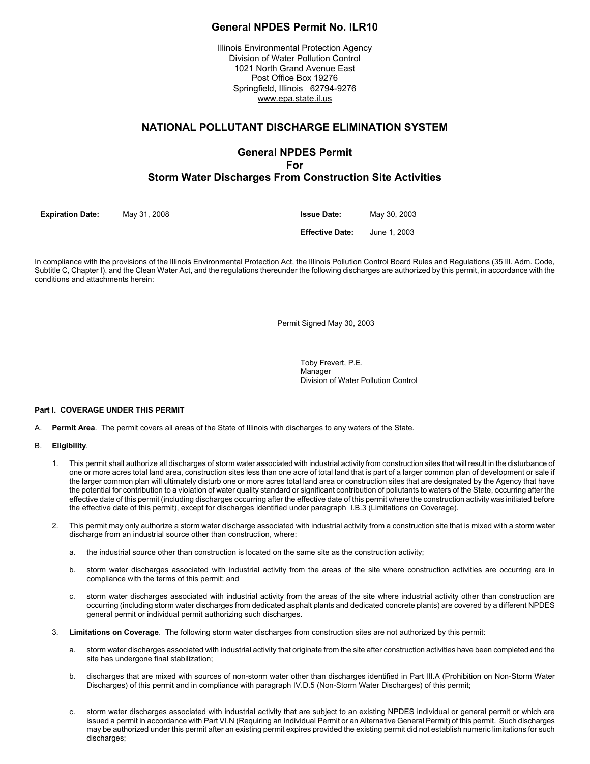# General NPDES Permit No. ILR10

Illinois Environmental Protection Agency
Division of Water Pollution Control
1021 North Grand Avenue East
Post Office Box 19276
Springfield, Illinois 62794-9276
www.epa.state.il.us

## NATIONAL POLLUTANT DISCHARGE ELIMINATION SYSTEM

## General NPDES Permit For Storm Water Discharges From Construction Site Activities

**Expiration Date:** May 31, 2008

**Issue Date:** May 30, 2003

**Effective Date:** June 1, 2003

In compliance with the provisions of the Illinois Environmental Protection Act, the Illinois Pollution Control Board Rules and Regulations (35 Ill. Adm. Code, Subtitle C, Chapter I), and the Clean Water Act, and the regulations thereunder the following discharges are authorized by this permit, in accordance with the conditions and attachments herein:

Permit Signed May 30, 2003

Toby Frevert, P.E.
Manager
Division of Water Pollution Control

**Part I. COVERAGE UNDER THIS PERMIT**

A. **Permit Area**. The permit covers all areas of the State of Illinois with discharges to any waters of the State.

B. **Eligibility**.

1. This permit shall authorize all discharges of storm water associated with industrial activity from construction sites that will result in the disturbance of one or more acres total land area, construction sites less than one acre of total land that is part of a larger common plan of development or sale if the larger common plan will ultimately disturb one or more acres total land area or construction sites that are designated by the Agency that have the potential for contribution to a violation of water quality standard or significant contribution of pollutants to waters of the State, occurring after the effective date of this permit (including discharges occurring after the effective date of this permit where the construction activity was initiated before the effective date of this permit), except for discharges identified under paragraph I.B.3 (Limitations on Coverage).

2. This permit may only authorize a storm water discharge associated with industrial activity from a construction site that is mixed with a storm water discharge from an industrial source other than construction, where:

   a. the industrial source other than construction is located on the same site as the construction activity;

   b. storm water discharges associated with industrial activity from the areas of the site where construction activities are occurring are in compliance with the terms of this permit; and

   c. storm water discharges associated with industrial activity from the areas of the site where industrial activity other than construction are occurring (including storm water discharges from dedicated asphalt plants and dedicated concrete plants) are covered by a different NPDES general permit or individual permit authorizing such discharges.

3. **Limitations on Coverage**. The following storm water discharges from construction sites are not authorized by this permit:

   a. storm water discharges associated with industrial activity that originate from the site after construction activities have been completed and the site has undergone final stabilization;

   b. discharges that are mixed with sources of non-storm water other than discharges identified in Part III.A (Prohibition on Non-Storm Water Discharges) of this permit and in compliance with paragraph IV.D.5 (Non-Storm Water Discharges) of this permit;

   c. storm water discharges associated with industrial activity that are subject to an existing NPDES individual or general permit or which are issued a permit in accordance with Part VI.N (Requiring an Individual Permit or an Alternative General Permit) of this permit. Such discharges may be authorized under this permit after an existing permit expires provided the existing permit did not establish numeric limitations for such discharges;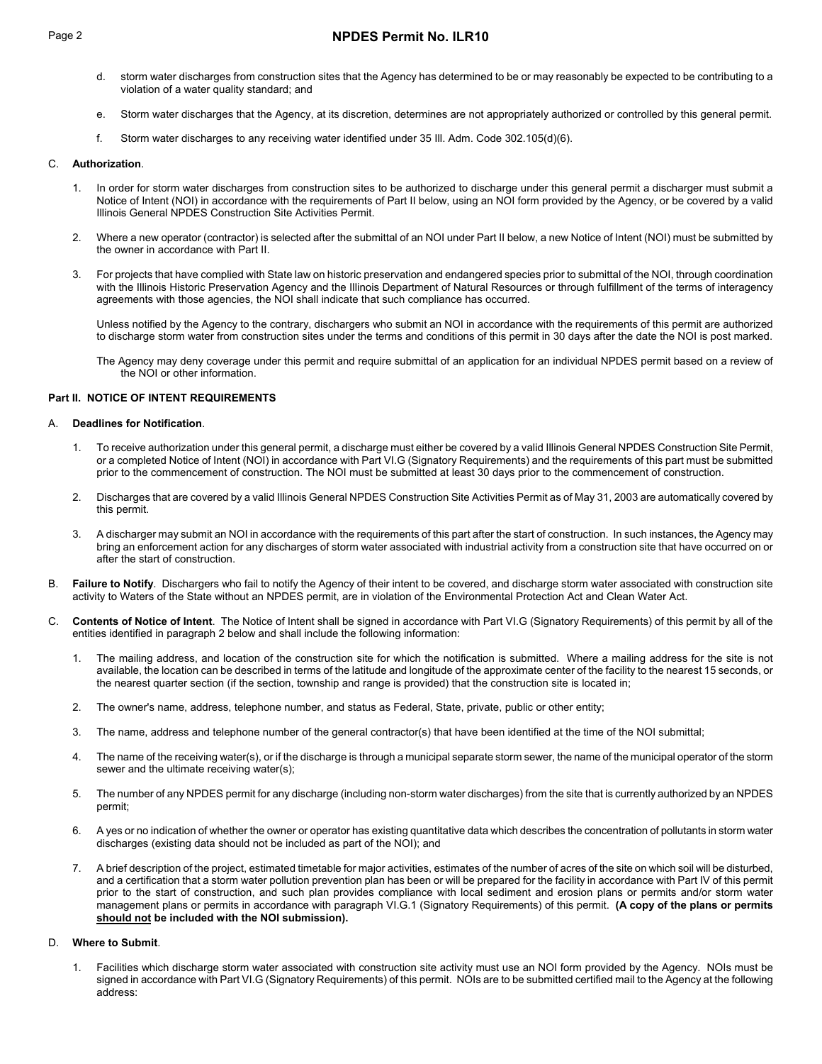d. storm water discharges from construction sites that the Agency has determined to be or may reasonably be expected to be contributing to a violation of a water quality standard; and

e. Storm water discharges that the Agency, at its discretion, determines are not appropriately authorized or controlled by this general permit.

f. Storm water discharges to any receiving water identified under 35 Ill. Adm. Code 302.105(d)(6).

C. **Authorization**.

1. In order for storm water discharges from construction sites to be authorized to discharge under this general permit a discharger must submit a Notice of Intent (NOI) in accordance with the requirements of Part II below, using an NOI form provided by the Agency, or be covered by a valid Illinois General NPDES Construction Site Activities Permit.

2. Where a new operator (contractor) is selected after the submittal of an NOI under Part II below, a new Notice of Intent (NOI) must be submitted by the owner in accordance with Part II.

3. For projects that have complied with State law on historic preservation and endangered species prior to submittal of the NOI, through coordination with the Illinois Historic Preservation Agency and the Illinois Department of Natural Resources or through fulfillment of the terms of interagency agreements with those agencies, the NOI shall indicate that such compliance has occurred.

   Unless notified by the Agency to the contrary, dischargers who submit an NOI in accordance with the requirements of this permit are authorized to discharge storm water from construction sites under the terms and conditions of this permit in 30 days after the date the NOI is post marked.

   The Agency may deny coverage under this permit and require submittal of an application for an individual NPDES permit based on a review of the NOI or other information.

**Part II. NOTICE OF INTENT REQUIREMENTS**

A. **Deadlines for Notification**.

1. To receive authorization under this general permit, a discharge must either be covered by a valid Illinois General NPDES Construction Site Permit, or a completed Notice of Intent (NOI) in accordance with Part VI.G (Signatory Requirements) and the requirements of this part must be submitted prior to the commencement of construction. The NOI must be submitted at least 30 days prior to the commencement of construction.

2. Discharges that are covered by a valid Illinois General NPDES Construction Site Activities Permit as of May 31, 2003 are automatically covered by this permit.

3. A discharger may submit an NOI in accordance with the requirements of this part after the start of construction. In such instances, the Agency may bring an enforcement action for any discharges of storm water associated with industrial activity from a construction site that have occurred on or after the start of construction.

B. **Failure to Notify**. Dischargers who fail to notify the Agency of their intent to be covered, and discharge storm water associated with construction site activity to Waters of the State without an NPDES permit, are in violation of the Environmental Protection Act and Clean Water Act.

C. **Contents of Notice of Intent**. The Notice of Intent shall be signed in accordance with Part VI.G (Signatory Requirements) of this permit by all of the entities identified in paragraph 2 below and shall include the following information:

1. The mailing address, and location of the construction site for which the notification is submitted. Where a mailing address for the site is not available, the location can be described in terms of the latitude and longitude of the approximate center of the facility to the nearest 15 seconds, or the nearest quarter section (if the section, township and range is provided) that the construction site is located in;

2. The owner's name, address, telephone number, and status as Federal, State, private, public or other entity;

3. The name, address and telephone number of the general contractor(s) that have been identified at the time of the NOI submittal;

4. The name of the receiving water(s), or if the discharge is through a municipal separate storm sewer, the name of the municipal operator of the storm sewer and the ultimate receiving water(s);

5. The number of any NPDES permit for any discharge (including non-storm water discharges) from the site that is currently authorized by an NPDES permit;

6. A yes or no indication of whether the owner or operator has existing quantitative data which describes the concentration of pollutants in storm water discharges (existing data should not be included as part of the NOI); and

7. A brief description of the project, estimated timetable for major activities, estimates of the number of acres of the site on which soil will be disturbed, and a certification that a storm water pollution prevention plan has been or will be prepared for the facility in accordance with Part IV of this permit prior to the start of construction, and such plan provides compliance with local sediment and erosion plans or permits and/or storm water management plans or permits in accordance with paragraph VI.G.1 (Signatory Requirements) of this permit. **(A copy of the plans or permits <u>should not</u> be included with the NOI submission).**

D. **Where to Submit**.

1. Facilities which discharge storm water associated with construction site activity must use an NOI form provided by the Agency. NOIs must be signed in accordance with Part VI.G (Signatory Requirements) of this permit. NOIs are to be submitted certified mail to the Agency at the following address: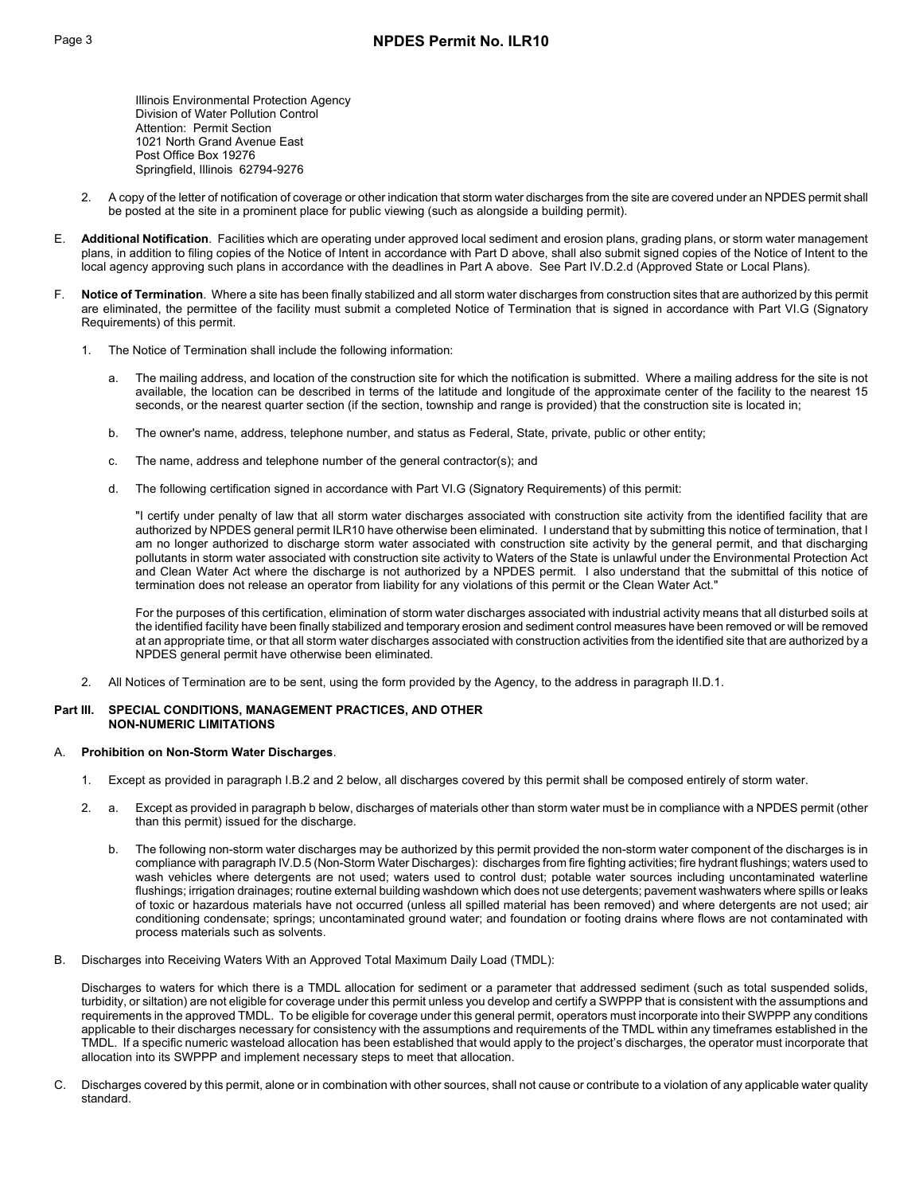Illinois Environmental Protection Agency
Division of Water Pollution Control
Attention: Permit Section
1021 North Grand Avenue East
Post Office Box 19276
Springfield, Illinois 62794-9276

2. A copy of the letter of notification of coverage or other indication that storm water discharges from the site are covered under an NPDES permit shall be posted at the site in a prominent place for public viewing (such as alongside a building permit).

E. **Additional Notification**. Facilities which are operating under approved local sediment and erosion plans, grading plans, or storm water management plans, in addition to filing copies of the Notice of Intent in accordance with Part D above, shall also submit signed copies of the Notice of Intent to the local agency approving such plans in accordance with the deadlines in Part A above. See Part IV.D.2.d (Approved State or Local Plans).

F. **Notice of Termination**. Where a site has been finally stabilized and all storm water discharges from construction sites that are authorized by this permit are eliminated, the permittee of the facility must submit a completed Notice of Termination that is signed in accordance with Part VI.G (Signatory Requirements) of this permit.

1. The Notice of Termination shall include the following information:

   a. The mailing address, and location of the construction site for which the notification is submitted. Where a mailing address for the site is not available, the location can be described in terms of the latitude and longitude of the approximate center of the facility to the nearest 15 seconds, or the nearest quarter section (if the section, township and range is provided) that the construction site is located in;

   b. The owner's name, address, telephone number, and status as Federal, State, private, public or other entity;

   c. The name, address and telephone number of the general contractor(s); and

   d. The following certification signed in accordance with Part VI.G (Signatory Requirements) of this permit:

   "I certify under penalty of law that all storm water discharges associated with construction site activity from the identified facility that are authorized by NPDES general permit ILR10 have otherwise been eliminated. I understand that by submitting this notice of termination, that I am no longer authorized to discharge storm water associated with construction site activity by the general permit, and that discharging pollutants in storm water associated with construction site activity to Waters of the State is unlawful under the Environmental Protection Act and Clean Water Act where the discharge is not authorized by a NPDES permit. I also understand that the submittal of this notice of termination does not release an operator from liability for any violations of this permit or the Clean Water Act."

   For the purposes of this certification, elimination of storm water discharges associated with industrial activity means that all disturbed soils at the identified facility have been finally stabilized and temporary erosion and sediment control measures have been removed or will be removed at an appropriate time, or that all storm water discharges associated with construction activities from the identified site that are authorized by a NPDES general permit have otherwise been eliminated.

2. All Notices of Termination are to be sent, using the form provided by the Agency, to the address in paragraph II.D.1.

## Part III. SPECIAL CONDITIONS, MANAGEMENT PRACTICES, AND OTHER NON-NUMERIC LIMITATIONS

A. **Prohibition on Non-Storm Water Discharges**.

1. Except as provided in paragraph I.B.2 and 2 below, all discharges covered by this permit shall be composed entirely of storm water.

2. a. Except as provided in paragraph b below, discharges of materials other than storm water must be in compliance with a NPDES permit (other than this permit) issued for the discharge.

   b. The following non-storm water discharges may be authorized by this permit provided the non-storm water component of the discharges is in compliance with paragraph IV.D.5 (Non-Storm Water Discharges): discharges from fire fighting activities; fire hydrant flushings; waters used to wash vehicles where detergents are not used; waters used to control dust; potable water sources including uncontaminated waterline flushings; irrigation drainages; routine external building washdown which does not use detergents; pavement washwaters where spills or leaks of toxic or hazardous materials have not occurred (unless all spilled material has been removed) and where detergents are not used; air conditioning condensate; springs; uncontaminated ground water; and foundation or footing drains where flows are not contaminated with process materials such as solvents.

B. Discharges into Receiving Waters With an Approved Total Maximum Daily Load (TMDL):

Discharges to waters for which there is a TMDL allocation for sediment or a parameter that addressed sediment (such as total suspended solids, turbidity, or siltation) are not eligible for coverage under this permit unless you develop and certify a SWPPP that is consistent with the assumptions and requirements in the approved TMDL. To be eligible for coverage under this general permit, operators must incorporate into their SWPPP any conditions applicable to their discharges necessary for consistency with the assumptions and requirements of the TMDL within any timeframes established in the TMDL. If a specific numeric wasteload allocation has been established that would apply to the project's discharges, the operator must incorporate that allocation into its SWPPP and implement necessary steps to meet that allocation.

C. Discharges covered by this permit, alone or in combination with other sources, shall not cause or contribute to a violation of any applicable water quality standard.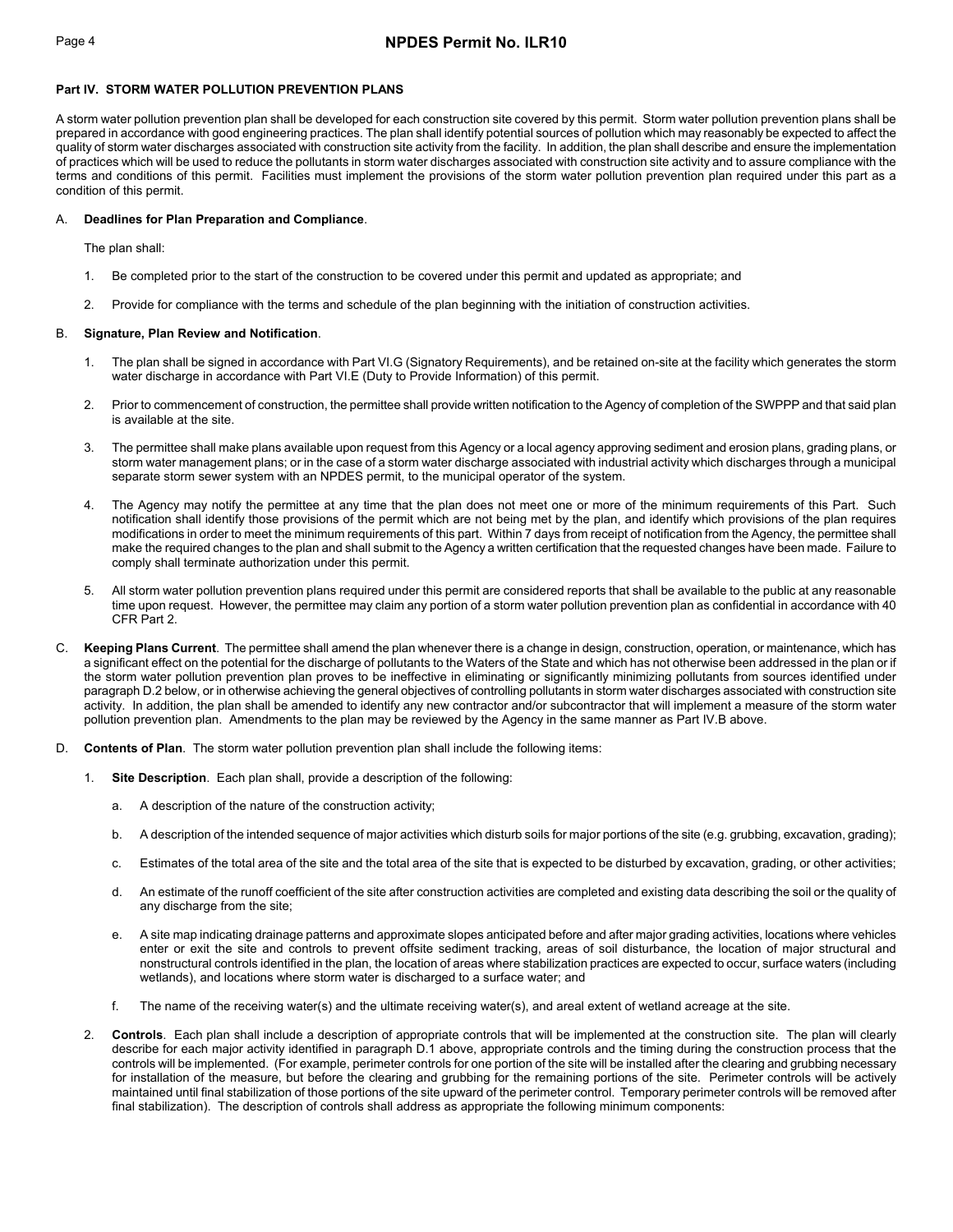### Part IV. STORM WATER POLLUTION PREVENTION PLANS

A storm water pollution prevention plan shall be developed for each construction site covered by this permit. Storm water pollution prevention plans shall be prepared in accordance with good engineering practices. The plan shall identify potential sources of pollution which may reasonably be expected to affect the quality of storm water discharges associated with construction site activity from the facility. In addition, the plan shall describe and ensure the implementation of practices which will be used to reduce the pollutants in storm water discharges associated with construction site activity and to assure compliance with the terms and conditions of this permit. Facilities must implement the provisions of the storm water pollution prevention plan required under this part as a condition of this permit.

A. **Deadlines for Plan Preparation and Compliance**.

The plan shall:

1. Be completed prior to the start of the construction to be covered under this permit and updated as appropriate; and

2. Provide for compliance with the terms and schedule of the plan beginning with the initiation of construction activities.

B. **Signature, Plan Review and Notification**.

1. The plan shall be signed in accordance with Part VI.G (Signatory Requirements), and be retained on-site at the facility which generates the storm water discharge in accordance with Part VI.E (Duty to Provide Information) of this permit.

2. Prior to commencement of construction, the permittee shall provide written notification to the Agency of completion of the SWPPP and that said plan is available at the site.

3. The permittee shall make plans available upon request from this Agency or a local agency approving sediment and erosion plans, grading plans, or storm water management plans; or in the case of a storm water discharge associated with industrial activity which discharges through a municipal separate storm sewer system with an NPDES permit, to the municipal operator of the system.

4. The Agency may notify the permittee at any time that the plan does not meet one or more of the minimum requirements of this Part. Such notification shall identify those provisions of the permit which are not being met by the plan, and identify which provisions of the plan requires modifications in order to meet the minimum requirements of this part. Within 7 days from receipt of notification from the Agency, the permittee shall make the required changes to the plan and shall submit to the Agency a written certification that the requested changes have been made. Failure to comply shall terminate authorization under this permit.

5. All storm water pollution prevention plans required under this permit are considered reports that shall be available to the public at any reasonable time upon request. However, the permittee may claim any portion of a storm water pollution prevention plan as confidential in accordance with 40 CFR Part 2.

C. **Keeping Plans Current**. The permittee shall amend the plan whenever there is a change in design, construction, operation, or maintenance, which has a significant effect on the potential for the discharge of pollutants to the Waters of the State and which has not otherwise been addressed in the plan or if the storm water pollution prevention plan proves to be ineffective in eliminating or significantly minimizing pollutants from sources identified under paragraph D.2 below, or in otherwise achieving the general objectives of controlling pollutants in storm water discharges associated with construction site activity. In addition, the plan shall be amended to identify any new contractor and/or subcontractor that will implement a measure of the storm water pollution prevention plan. Amendments to the plan may be reviewed by the Agency in the same manner as Part IV.B above.

D. **Contents of Plan**. The storm water pollution prevention plan shall include the following items:

1. **Site Description**. Each plan shall, provide a description of the following:

   a. A description of the nature of the construction activity;

   b. A description of the intended sequence of major activities which disturb soils for major portions of the site (e.g. grubbing, excavation, grading);

   c. Estimates of the total area of the site and the total area of the site that is expected to be disturbed by excavation, grading, or other activities;

   d. An estimate of the runoff coefficient of the site after construction activities are completed and existing data describing the soil or the quality of any discharge from the site;

   e. A site map indicating drainage patterns and approximate slopes anticipated before and after major grading activities, locations where vehicles enter or exit the site and controls to prevent offsite sediment tracking, areas of soil disturbance, the location of major structural and nonstructural controls identified in the plan, the location of areas where stabilization practices are expected to occur, surface waters (including wetlands), and locations where storm water is discharged to a surface water; and

   f. The name of the receiving water(s) and the ultimate receiving water(s), and areal extent of wetland acreage at the site.

2. **Controls**. Each plan shall include a description of appropriate controls that will be implemented at the construction site. The plan will clearly describe for each major activity identified in paragraph D.1 above, appropriate controls and the timing during the construction process that the controls will be implemented. (For example, perimeter controls for one portion of the site will be installed after the clearing and grubbing necessary for installation of the measure, but before the clearing and grubbing for the remaining portions of the site. Perimeter controls will be actively maintained until final stabilization of those portions of the site upward of the perimeter control. Temporary perimeter controls will be removed after final stabilization). The description of controls shall address as appropriate the following minimum components: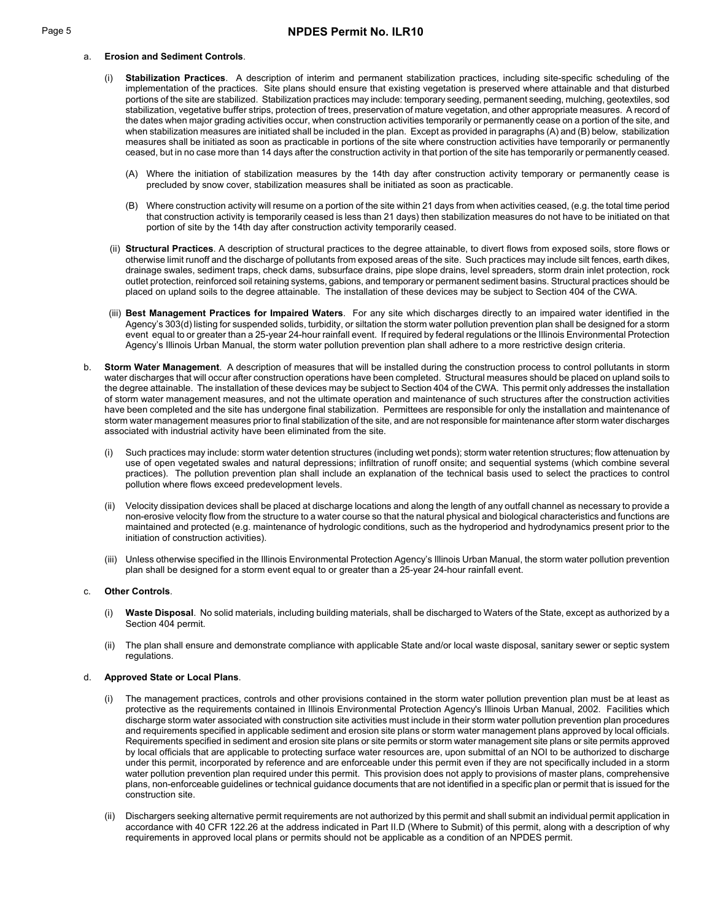a. **Erosion and Sediment Controls**.

(i) **Stabilization Practices**. A description of interim and permanent stabilization practices, including site-specific scheduling of the implementation of the practices. Site plans should ensure that existing vegetation is preserved where attainable and that disturbed portions of the site are stabilized. Stabilization practices may include: temporary seeding, permanent seeding, mulching, geotextiles, sod stabilization, vegetative buffer strips, protection of trees, preservation of mature vegetation, and other appropriate measures. A record of the dates when major grading activities occur, when construction activities temporarily or permanently cease on a portion of the site, and when stabilization measures are initiated shall be included in the plan. Except as provided in paragraphs (A) and (B) below, stabilization measures shall be initiated as soon as practicable in portions of the site where construction activities have temporarily or permanently ceased, but in no case more than 14 days after the construction activity in that portion of the site has temporarily or permanently ceased.

(A) Where the initiation of stabilization measures by the 14th day after construction activity temporary or permanently cease is precluded by snow cover, stabilization measures shall be initiated as soon as practicable.

(B) Where construction activity will resume on a portion of the site within 21 days from when activities ceased, (e.g. the total time period that construction activity is temporarily ceased is less than 21 days) then stabilization measures do not have to be initiated on that portion of site by the 14th day after construction activity temporarily ceased.

(ii) **Structural Practices**. A description of structural practices to the degree attainable, to divert flows from exposed soils, store flows or otherwise limit runoff and the discharge of pollutants from exposed areas of the site. Such practices may include silt fences, earth dikes, drainage swales, sediment traps, check dams, subsurface drains, pipe slope drains, level spreaders, storm drain inlet protection, rock outlet protection, reinforced soil retaining systems, gabions, and temporary or permanent sediment basins. Structural practices should be placed on upland soils to the degree attainable. The installation of these devices may be subject to Section 404 of the CWA.

(iii) **Best Management Practices for Impaired Waters**. For any site which discharges directly to an impaired water identified in the Agency's 303(d) listing for suspended solids, turbidity, or siltation the storm water pollution prevention plan shall be designed for a storm event equal to or greater than a 25-year 24-hour rainfall event. If required by federal regulations or the Illinois Environmental Protection Agency's Illinois Urban Manual, the storm water pollution prevention plan shall adhere to a more restrictive design criteria.

b. **Storm Water Management**. A description of measures that will be installed during the construction process to control pollutants in storm water discharges that will occur after construction operations have been completed. Structural measures should be placed on upland soils to the degree attainable. The installation of these devices may be subject to Section 404 of the CWA. This permit only addresses the installation of storm water management measures, and not the ultimate operation and maintenance of such structures after the construction activities have been completed and the site has undergone final stabilization. Permittees are responsible for only the installation and maintenance of storm water management measures prior to final stabilization of the site, and are not responsible for maintenance after storm water discharges associated with industrial activity have been eliminated from the site.

(i) Such practices may include: storm water detention structures (including wet ponds); storm water retention structures; flow attenuation by use of open vegetated swales and natural depressions; infiltration of runoff onsite; and sequential systems (which combine several practices). The pollution prevention plan shall include an explanation of the technical basis used to select the practices to control pollution where flows exceed predevelopment levels.

(ii) Velocity dissipation devices shall be placed at discharge locations and along the length of any outfall channel as necessary to provide a non-erosive velocity flow from the structure to a water course so that the natural physical and biological characteristics and functions are maintained and protected (e.g. maintenance of hydrologic conditions, such as the hydroperiod and hydrodynamics present prior to the initiation of construction activities).

(iii) Unless otherwise specified in the Illinois Environmental Protection Agency's Illinois Urban Manual, the storm water pollution prevention plan shall be designed for a storm event equal to or greater than a 25-year 24-hour rainfall event.

c. **Other Controls**.

(i) **Waste Disposal**. No solid materials, including building materials, shall be discharged to Waters of the State, except as authorized by a Section 404 permit.

(ii) The plan shall ensure and demonstrate compliance with applicable State and/or local waste disposal, sanitary sewer or septic system regulations.

d. **Approved State or Local Plans**.

(i) The management practices, controls and other provisions contained in the storm water pollution prevention plan must be at least as protective as the requirements contained in Illinois Environmental Protection Agency's Illinois Urban Manual, 2002. Facilities which discharge storm water associated with construction site activities must include in their storm water pollution prevention plan procedures and requirements specified in applicable sediment and erosion site plans or storm water management plans approved by local officials. Requirements specified in sediment and erosion site plans or site permits or storm water management site plans or site permits approved by local officials that are applicable to protecting surface water resources are, upon submittal of an NOI to be authorized to discharge under this permit, incorporated by reference and are enforceable under this permit even if they are not specifically included in a storm water pollution prevention plan required under this permit. This provision does not apply to provisions of master plans, comprehensive plans, non-enforceable guidelines or technical guidance documents that are not identified in a specific plan or permit that is issued for the construction site.

(ii) Dischargers seeking alternative permit requirements are not authorized by this permit and shall submit an individual permit application in accordance with 40 CFR 122.26 at the address indicated in Part II.D (Where to Submit) of this permit, along with a description of why requirements in approved local plans or permits should not be applicable as a condition of an NPDES permit.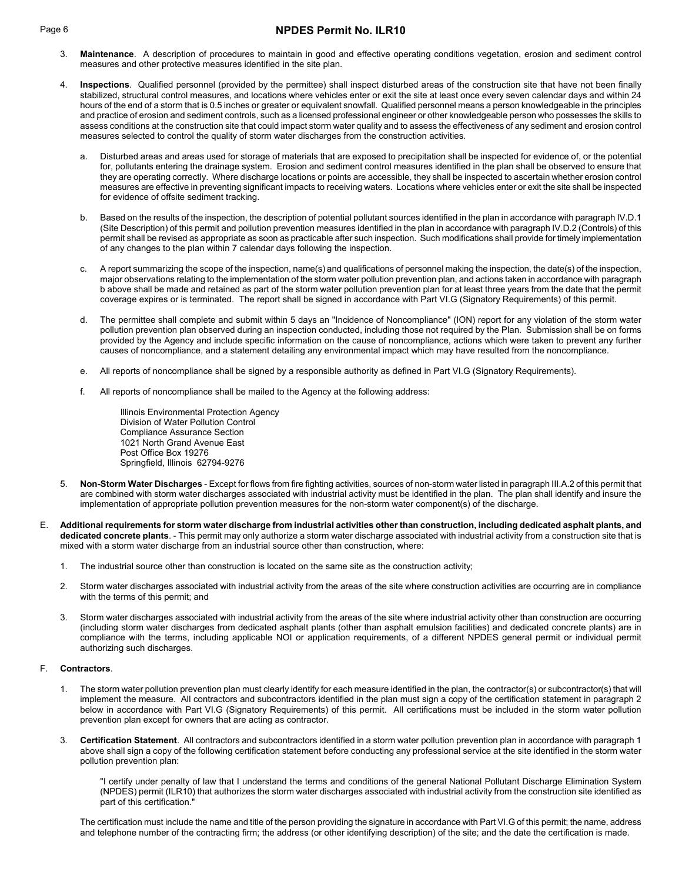3. **Maintenance**. A description of procedures to maintain in good and effective operating conditions vegetation, erosion and sediment control measures and other protective measures identified in the site plan.

4. **Inspections**. Qualified personnel (provided by the permittee) shall inspect disturbed areas of the construction site that have not been finally stabilized, structural control measures, and locations where vehicles enter or exit the site at least once every seven calendar days and within 24 hours of the end of a storm that is 0.5 inches or greater or equivalent snowfall. Qualified personnel means a person knowledgeable in the principles and practice of erosion and sediment controls, such as a licensed professional engineer or other knowledgeable person who possesses the skills to assess conditions at the construction site that could impact storm water quality and to assess the effectiveness of any sediment and erosion control measures selected to control the quality of storm water discharges from the construction activities.

   a. Disturbed areas and areas used for storage of materials that are exposed to precipitation shall be inspected for evidence of, or the potential for, pollutants entering the drainage system. Erosion and sediment control measures identified in the plan shall be observed to ensure that they are operating correctly. Where discharge locations or points are accessible, they shall be inspected to ascertain whether erosion control measures are effective in preventing significant impacts to receiving waters. Locations where vehicles enter or exit the site shall be inspected for evidence of offsite sediment tracking.

   b. Based on the results of the inspection, the description of potential pollutant sources identified in the plan in accordance with paragraph IV.D.1 (Site Description) of this permit and pollution prevention measures identified in the plan in accordance with paragraph IV.D.2 (Controls) of this permit shall be revised as appropriate as soon as practicable after such inspection. Such modifications shall provide for timely implementation of any changes to the plan within 7 calendar days following the inspection.

   c. A report summarizing the scope of the inspection, name(s) and qualifications of personnel making the inspection, the date(s) of the inspection, major observations relating to the implementation of the storm water pollution prevention plan, and actions taken in accordance with paragraph b above shall be made and retained as part of the storm water pollution prevention plan for at least three years from the date that the permit coverage expires or is terminated. The report shall be signed in accordance with Part VI.G (Signatory Requirements) of this permit.

   d. The permittee shall complete and submit within 5 days an "Incidence of Noncompliance" (ION) report for any violation of the storm water pollution prevention plan observed during an inspection conducted, including those not required by the Plan. Submission shall be on forms provided by the Agency and include specific information on the cause of noncompliance, actions which were taken to prevent any further causes of noncompliance, and a statement detailing any environmental impact which may have resulted from the noncompliance.

   e. All reports of noncompliance shall be signed by a responsible authority as defined in Part VI.G (Signatory Requirements).

   f. All reports of noncompliance shall be mailed to the Agency at the following address:

      Illinois Environmental Protection Agency
      Division of Water Pollution Control
      Compliance Assurance Section
      1021 North Grand Avenue East
      Post Office Box 19276
      Springfield, Illinois 62794-9276

5. **Non-Storm Water Discharges** - Except for flows from fire fighting activities, sources of non-storm water listed in paragraph III.A.2 of this permit that are combined with storm water discharges associated with industrial activity must be identified in the plan. The plan shall identify and insure the implementation of appropriate pollution prevention measures for the non-storm water component(s) of the discharge.

E. **Additional requirements for storm water discharge from industrial activities other than construction, including dedicated asphalt plants, and dedicated concrete plants**. - This permit may only authorize a storm water discharge associated with industrial activity from a construction site that is mixed with a storm water discharge from an industrial source other than construction, where:

   1. The industrial source other than construction is located on the same site as the construction activity;

   2. Storm water discharges associated with industrial activity from the areas of the site where construction activities are occurring are in compliance with the terms of this permit; and

   3. Storm water discharges associated with industrial activity from the areas of the site where industrial activity other than construction are occurring (including storm water discharges from dedicated asphalt plants (other than asphalt emulsion facilities) and dedicated concrete plants) are in compliance with the terms, including applicable NOI or application requirements, of a different NPDES general permit or individual permit authorizing such discharges.

F. **Contractors**.

   1. The storm water pollution prevention plan must clearly identify for each measure identified in the plan, the contractor(s) or subcontractor(s) that will implement the measure. All contractors and subcontractors identified in the plan must sign a copy of the certification statement in paragraph 2 below in accordance with Part VI.G (Signatory Requirements) of this permit. All certifications must be included in the storm water pollution prevention plan except for owners that are acting as contractor.

   3. **Certification Statement**. All contractors and subcontractors identified in a storm water pollution prevention plan in accordance with paragraph 1 above shall sign a copy of the following certification statement before conducting any professional service at the site identified in the storm water pollution prevention plan:

      "I certify under penalty of law that I understand the terms and conditions of the general National Pollutant Discharge Elimination System (NPDES) permit (ILR10) that authorizes the storm water discharges associated with industrial activity from the construction site identified as part of this certification."

   The certification must include the name and title of the person providing the signature in accordance with Part VI.G of this permit; the name, address and telephone number of the contracting firm; the address (or other identifying description) of the site; and the date the certification is made.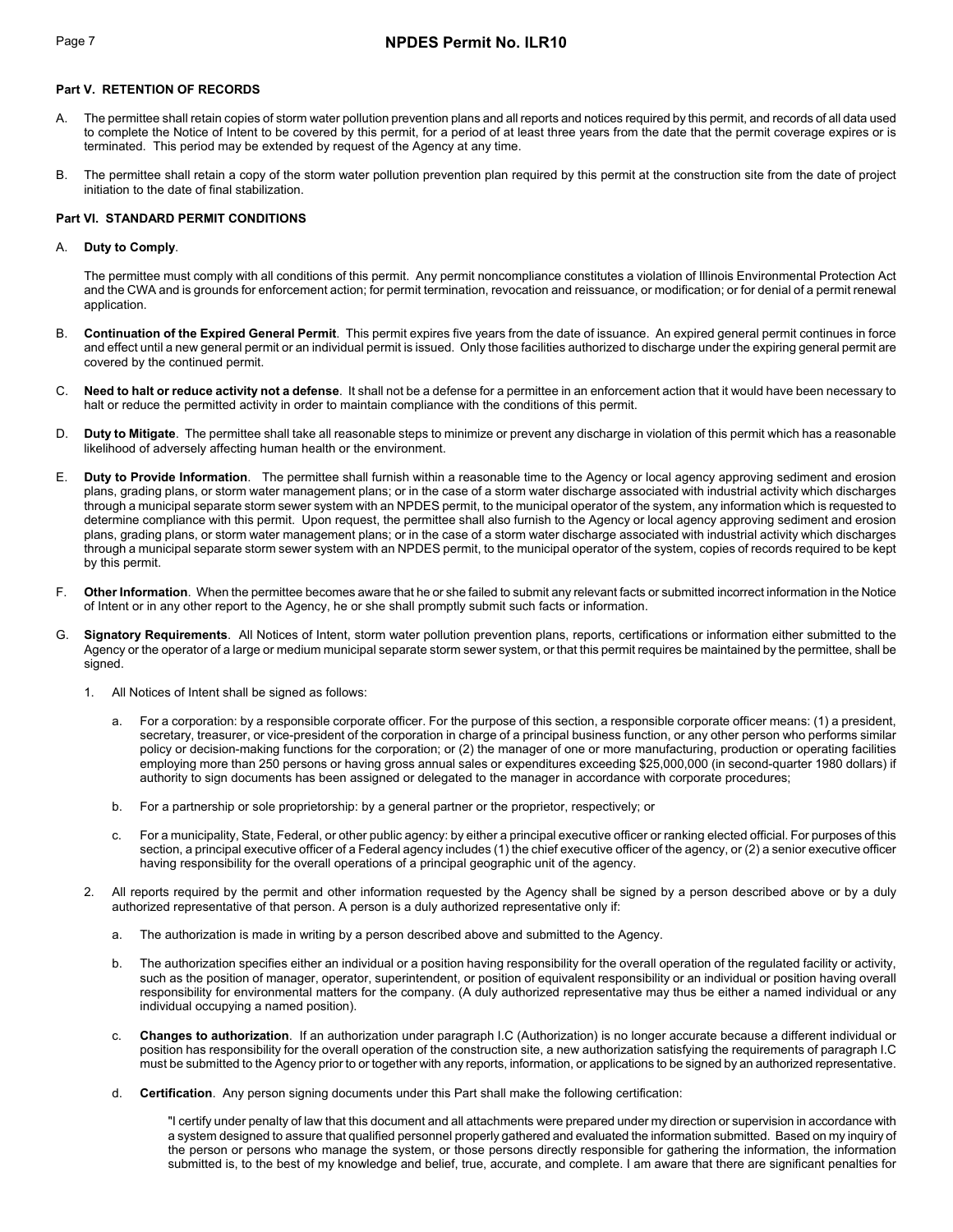### Part V. RETENTION OF RECORDS

A. The permittee shall retain copies of storm water pollution prevention plans and all reports and notices required by this permit, and records of all data used to complete the Notice of Intent to be covered by this permit, for a period of at least three years from the date that the permit coverage expires or is terminated. This period may be extended by request of the Agency at any time.

B. The permittee shall retain a copy of the storm water pollution prevention plan required by this permit at the construction site from the date of project initiation to the date of final stabilization.

### Part VI. STANDARD PERMIT CONDITIONS

A. **Duty to Comply**.

The permittee must comply with all conditions of this permit. Any permit noncompliance constitutes a violation of Illinois Environmental Protection Act and the CWA and is grounds for enforcement action; for permit termination, revocation and reissuance, or modification; or for denial of a permit renewal application.

B. **Continuation of the Expired General Permit**. This permit expires five years from the date of issuance. An expired general permit continues in force and effect until a new general permit or an individual permit is issued. Only those facilities authorized to discharge under the expiring general permit are covered by the continued permit.

C. **Need to halt or reduce activity not a defense**. It shall not be a defense for a permittee in an enforcement action that it would have been necessary to halt or reduce the permitted activity in order to maintain compliance with the conditions of this permit.

D. **Duty to Mitigate**. The permittee shall take all reasonable steps to minimize or prevent any discharge in violation of this permit which has a reasonable likelihood of adversely affecting human health or the environment.

E. **Duty to Provide Information**. The permittee shall furnish within a reasonable time to the Agency or local agency approving sediment and erosion plans, grading plans, or storm water management plans; or in the case of a storm water discharge associated with industrial activity which discharges through a municipal separate storm sewer system with an NPDES permit, to the municipal operator of the system, any information which is requested to determine compliance with this permit. Upon request, the permittee shall also furnish to the Agency or local agency approving sediment and erosion plans, grading plans, or storm water management plans; or in the case of a storm water discharge associated with industrial activity which discharges through a municipal separate storm sewer system with an NPDES permit, to the municipal operator of the system, copies of records required to be kept by this permit.

F. **Other Information**. When the permittee becomes aware that he or she failed to submit any relevant facts or submitted incorrect information in the Notice of Intent or in any other report to the Agency, he or she shall promptly submit such facts or information.

G. **Signatory Requirements**. All Notices of Intent, storm water pollution prevention plans, reports, certifications or information either submitted to the Agency or the operator of a large or medium municipal separate storm sewer system, or that this permit requires be maintained by the permittee, shall be signed.

1. All Notices of Intent shall be signed as follows:

   a. For a corporation: by a responsible corporate officer. For the purpose of this section, a responsible corporate officer means: (1) a president, secretary, treasurer, or vice-president of the corporation in charge of a principal business function, or any other person who performs similar policy or decision-making functions for the corporation; or (2) the manager of one or more manufacturing, production or operating facilities employing more than 250 persons or having gross annual sales or expenditures exceeding $25,000,000 (in second-quarter 1980 dollars) if authority to sign documents has been assigned or delegated to the manager in accordance with corporate procedures;

   b. For a partnership or sole proprietorship: by a general partner or the proprietor, respectively; or

   c. For a municipality, State, Federal, or other public agency: by either a principal executive officer or ranking elected official. For purposes of this section, a principal executive officer of a Federal agency includes (1) the chief executive officer of the agency, or (2) a senior executive officer having responsibility for the overall operations of a principal geographic unit of the agency.

2. All reports required by the permit and other information requested by the Agency shall be signed by a person described above or by a duly authorized representative of that person. A person is a duly authorized representative only if:

   a. The authorization is made in writing by a person described above and submitted to the Agency.

   b. The authorization specifies either an individual or a position having responsibility for the overall operation of the regulated facility or activity, such as the position of manager, operator, superintendent, or position of equivalent responsibility or an individual or position having overall responsibility for environmental matters for the company. (A duly authorized representative may thus be either a named individual or any individual occupying a named position).

   c. **Changes to authorization**. If an authorization under paragraph I.C (Authorization) is no longer accurate because a different individual or position has responsibility for the overall operation of the construction site, a new authorization satisfying the requirements of paragraph I.C must be submitted to the Agency prior to or together with any reports, information, or applications to be signed by an authorized representative.

   d. **Certification**. Any person signing documents under this Part shall make the following certification:

      "I certify under penalty of law that this document and all attachments were prepared under my direction or supervision in accordance with a system designed to assure that qualified personnel properly gathered and evaluated the information submitted. Based on my inquiry of the person or persons who manage the system, or those persons directly responsible for gathering the information, the information submitted is, to the best of my knowledge and belief, true, accurate, and complete. I am aware that there are significant penalties for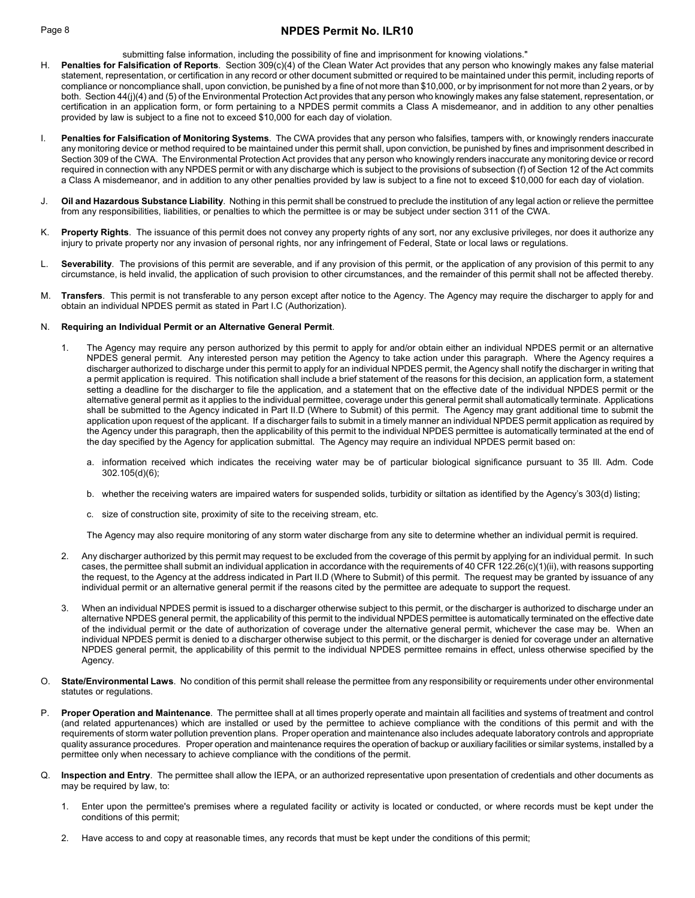submitting false information, including the possibility of fine and imprisonment for knowing violations."

H. **Penalties for Falsification of Reports**. Section 309(c)(4) of the Clean Water Act provides that any person who knowingly makes any false material statement, representation, or certification in any record or other document submitted or required to be maintained under this permit, including reports of compliance or noncompliance shall, upon conviction, be punished by a fine of not more than $10,000, or by imprisonment for not more than 2 years, or by both. Section 44(j)(4) and (5) of the Environmental Protection Act provides that any person who knowingly makes any false statement, representation, or certification in an application form, or form pertaining to a NPDES permit commits a Class A misdemeanor, and in addition to any other penalties provided by law is subject to a fine not to exceed $10,000 for each day of violation.

I. **Penalties for Falsification of Monitoring Systems**. The CWA provides that any person who falsifies, tampers with, or knowingly renders inaccurate any monitoring device or method required to be maintained under this permit shall, upon conviction, be punished by fines and imprisonment described in Section 309 of the CWA. The Environmental Protection Act provides that any person who knowingly renders inaccurate any monitoring device or record required in connection with any NPDES permit or with any discharge which is subject to the provisions of subsection (f) of Section 12 of the Act commits a Class A misdemeanor, and in addition to any other penalties provided by law is subject to a fine not to exceed $10,000 for each day of violation.

J. **Oil and Hazardous Substance Liability**. Nothing in this permit shall be construed to preclude the institution of any legal action or relieve the permittee from any responsibilities, liabilities, or penalties to which the permittee is or may be subject under section 311 of the CWA.

K. **Property Rights**. The issuance of this permit does not convey any property rights of any sort, nor any exclusive privileges, nor does it authorize any injury to private property nor any invasion of personal rights, nor any infringement of Federal, State or local laws or regulations.

L. **Severability**. The provisions of this permit are severable, and if any provision of this permit, or the application of any provision of this permit to any circumstance, is held invalid, the application of such provision to other circumstances, and the remainder of this permit shall not be affected thereby.

M. **Transfers**. This permit is not transferable to any person except after notice to the Agency. The Agency may require the discharger to apply for and obtain an individual NPDES permit as stated in Part I.C (Authorization).

N. **Requiring an Individual Permit or an Alternative General Permit**.

1. The Agency may require any person authorized by this permit to apply for and/or obtain either an individual NPDES permit or an alternative NPDES general permit. Any interested person may petition the Agency to take action under this paragraph. Where the Agency requires a discharger authorized to discharge under this permit to apply for an individual NPDES permit, the Agency shall notify the discharger in writing that a permit application is required. This notification shall include a brief statement of the reasons for this decision, an application form, a statement setting a deadline for the discharger to file the application, and a statement that on the effective date of the individual NPDES permit or the alternative general permit as it applies to the individual permittee, coverage under this general permit shall automatically terminate. Applications shall be submitted to the Agency indicated in Part II.D (Where to Submit) of this permit. The Agency may grant additional time to submit the application upon request of the applicant. If a discharger fails to submit in a timely manner an individual NPDES permit application as required by the Agency under this paragraph, then the applicability of this permit to the individual NPDES permittee is automatically terminated at the end of the day specified by the Agency for application submittal. The Agency may require an individual NPDES permit based on:

   a. information received which indicates the receiving water may be of particular biological significance pursuant to 35 Ill. Adm. Code 302.105(d)(6);

   b. whether the receiving waters are impaired waters for suspended solids, turbidity or siltation as identified by the Agency's 303(d) listing;

   c. size of construction site, proximity of site to the receiving stream, etc.

   The Agency may also require monitoring of any storm water discharge from any site to determine whether an individual permit is required.

2. Any discharger authorized by this permit may request to be excluded from the coverage of this permit by applying for an individual permit. In such cases, the permittee shall submit an individual application in accordance with the requirements of 40 CFR 122.26(c)(1)(ii), with reasons supporting the request, to the Agency at the address indicated in Part II.D (Where to Submit) of this permit. The request may be granted by issuance of any individual permit or an alternative general permit if the reasons cited by the permittee are adequate to support the request.

3. When an individual NPDES permit is issued to a discharger otherwise subject to this permit, or the discharger is authorized to discharge under an alternative NPDES general permit, the applicability of this permit to the individual NPDES permittee is automatically terminated on the effective date of the individual permit or the date of authorization of coverage under the alternative general permit, whichever the case may be. When an individual NPDES permit is denied to a discharger otherwise subject to this permit, or the discharger is denied for coverage under an alternative NPDES general permit, the applicability of this permit to the individual NPDES permittee remains in effect, unless otherwise specified by the Agency.

O. **State/Environmental Laws**. No condition of this permit shall release the permittee from any responsibility or requirements under other environmental statutes or regulations.

P. **Proper Operation and Maintenance**. The permittee shall at all times properly operate and maintain all facilities and systems of treatment and control (and related appurtenances) which are installed or used by the permittee to achieve compliance with the conditions of this permit and with the requirements of storm water pollution prevention plans. Proper operation and maintenance also includes adequate laboratory controls and appropriate quality assurance procedures. Proper operation and maintenance requires the operation of backup or auxiliary facilities or similar systems, installed by a permittee only when necessary to achieve compliance with the conditions of the permit.

Q. **Inspection and Entry**. The permittee shall allow the IEPA, or an authorized representative upon presentation of credentials and other documents as may be required by law, to:

1. Enter upon the permittee's premises where a regulated facility or activity is located or conducted, or where records must be kept under the conditions of this permit;

2. Have access to and copy at reasonable times, any records that must be kept under the conditions of this permit;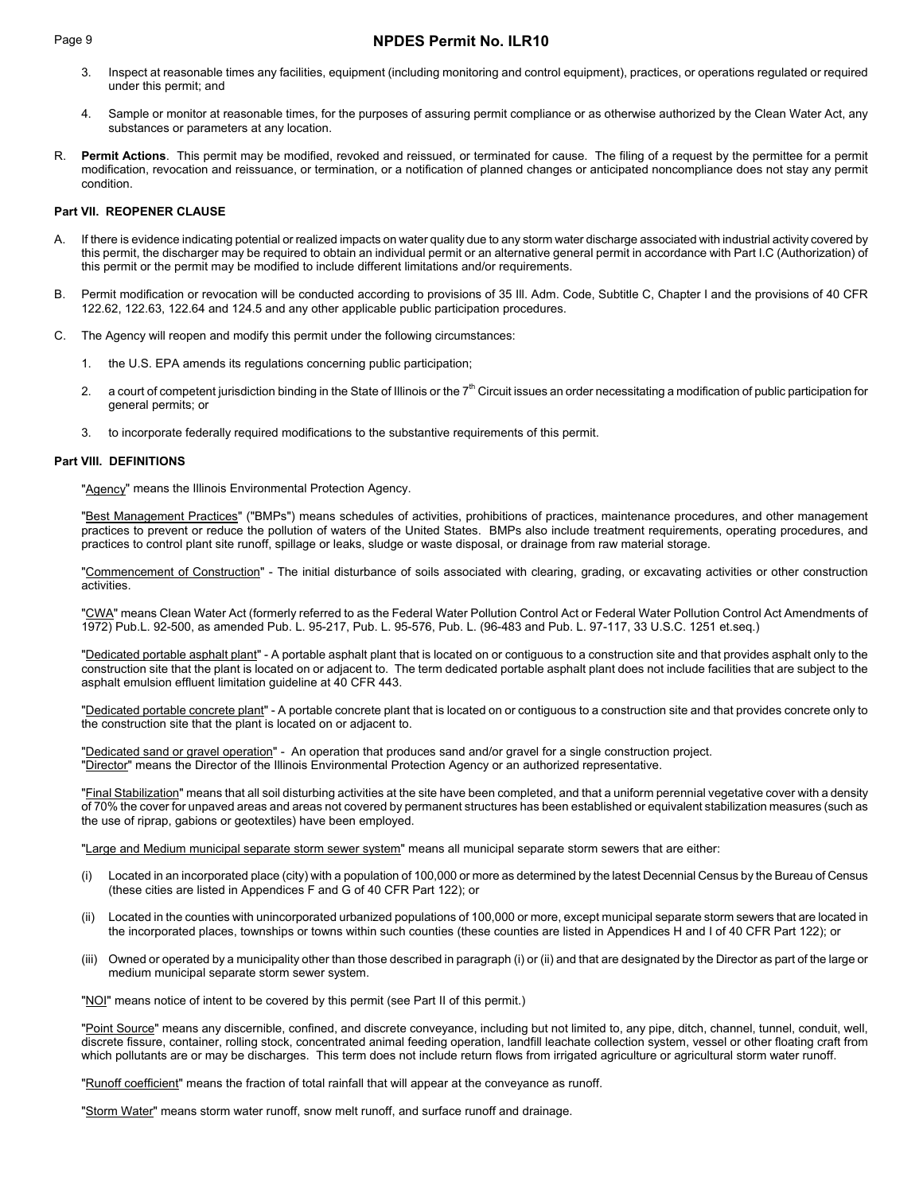3. Inspect at reasonable times any facilities, equipment (including monitoring and control equipment), practices, or operations regulated or required under this permit; and

4. Sample or monitor at reasonable times, for the purposes of assuring permit compliance or as otherwise authorized by the Clean Water Act, any substances or parameters at any location.

R. **Permit Actions**. This permit may be modified, revoked and reissued, or terminated for cause. The filing of a request by the permittee for a permit modification, revocation and reissuance, or termination, or a notification of planned changes or anticipated noncompliance does not stay any permit condition.

**Part VII. REOPENER CLAUSE**

A. If there is evidence indicating potential or realized impacts on water quality due to any storm water discharge associated with industrial activity covered by this permit, the discharger may be required to obtain an individual permit or an alternative general permit in accordance with Part I.C (Authorization) of this permit or the permit may be modified to include different limitations and/or requirements.

B. Permit modification or revocation will be conducted according to provisions of 35 Ill. Adm. Code, Subtitle C, Chapter I and the provisions of 40 CFR 122.62, 122.63, 122.64 and 124.5 and any other applicable public participation procedures.

C. The Agency will reopen and modify this permit under the following circumstances:

1. the U.S. EPA amends its regulations concerning public participation;

2. a court of competent jurisdiction binding in the State of Illinois or the 7th Circuit issues an order necessitating a modification of public participation for general permits; or

3. to incorporate federally required modifications to the substantive requirements of this permit.

**Part VIII. DEFINITIONS**

"Agency" means the Illinois Environmental Protection Agency.

"Best Management Practices" ("BMPs") means schedules of activities, prohibitions of practices, maintenance procedures, and other management practices to prevent or reduce the pollution of waters of the United States. BMPs also include treatment requirements, operating procedures, and practices to control plant site runoff, spillage or leaks, sludge or waste disposal, or drainage from raw material storage.

"Commencement of Construction" - The initial disturbance of soils associated with clearing, grading, or excavating activities or other construction activities.

"CWA" means Clean Water Act (formerly referred to as the Federal Water Pollution Control Act or Federal Water Pollution Control Act Amendments of 1972) Pub.L. 92-500, as amended Pub. L. 95-217, Pub. L. 95-576, Pub. L. (96-483 and Pub. L. 97-117, 33 U.S.C. 1251 et.seq.)

"Dedicated portable asphalt plant" - A portable asphalt plant that is located on or contiguous to a construction site and that provides asphalt only to the construction site that the plant is located on or adjacent to. The term dedicated portable asphalt plant does not include facilities that are subject to the asphalt emulsion effluent limitation guideline at 40 CFR 443.

"Dedicated portable concrete plant" - A portable concrete plant that is located on or contiguous to a construction site and that provides concrete only to the construction site that the plant is located on or adjacent to.

"Dedicated sand or gravel operation" - An operation that produces sand and/or gravel for a single construction project.

"Director" means the Director of the Illinois Environmental Protection Agency or an authorized representative.

"Final Stabilization" means that all soil disturbing activities at the site have been completed, and that a uniform perennial vegetative cover with a density of 70% the cover for unpaved areas and areas not covered by permanent structures has been established or equivalent stabilization measures (such as the use of riprap, gabions or geotextiles) have been employed.

"Large and Medium municipal separate storm sewer system" means all municipal separate storm sewers that are either:

(i) Located in an incorporated place (city) with a population of 100,000 or more as determined by the latest Decennial Census by the Bureau of Census (these cities are listed in Appendices F and G of 40 CFR Part 122); or

(ii) Located in the counties with unincorporated urbanized populations of 100,000 or more, except municipal separate storm sewers that are located in the incorporated places, townships or towns within such counties (these counties are listed in Appendices H and I of 40 CFR Part 122); or

(iii) Owned or operated by a municipality other than those described in paragraph (i) or (ii) and that are designated by the Director as part of the large or medium municipal separate storm sewer system.

"NOI" means notice of intent to be covered by this permit (see Part II of this permit.)

"Point Source" means any discernible, confined, and discrete conveyance, including but not limited to, any pipe, ditch, channel, tunnel, conduit, well, discrete fissure, container, rolling stock, concentrated animal feeding operation, landfill leachate collection system, vessel or other floating craft from which pollutants are or may be discharges. This term does not include return flows from irrigated agriculture or agricultural storm water runoff.

"Runoff coefficient" means the fraction of total rainfall that will appear at the conveyance as runoff.

"Storm Water" means storm water runoff, snow melt runoff, and surface runoff and drainage.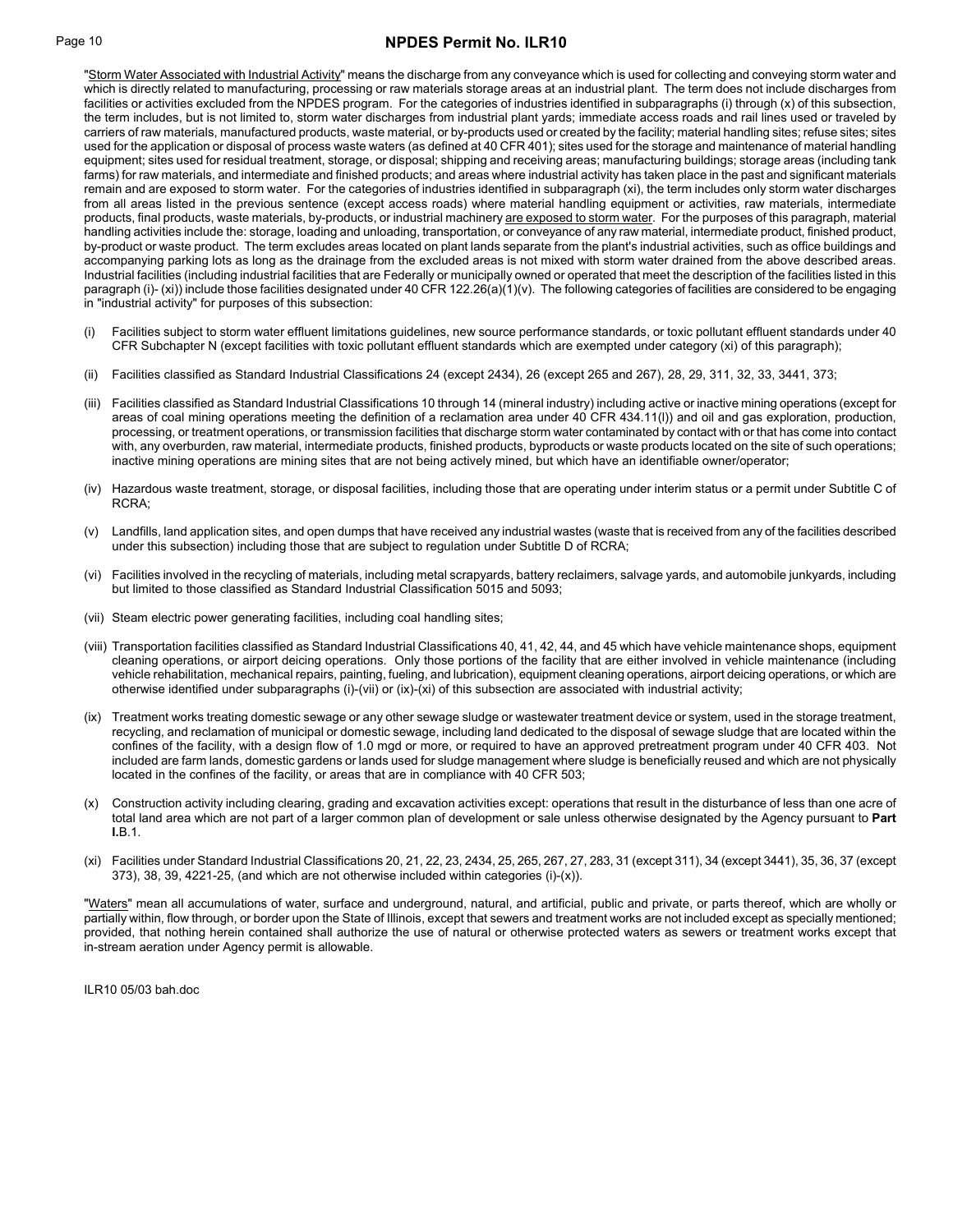"Storm Water Associated with Industrial Activity" means the discharge from any conveyance which is used for collecting and conveying storm water and which is directly related to manufacturing, processing or raw materials storage areas at an industrial plant. The term does not include discharges from facilities or activities excluded from the NPDES program. For the categories of industries identified in subparagraphs (i) through (x) of this subsection, the term includes, but is not limited to, storm water discharges from industrial plant yards; immediate access roads and rail lines used or traveled by carriers of raw materials, manufactured products, waste material, or by-products used or created by the facility; material handling sites; refuse sites; sites used for the application or disposal of process waste waters (as defined at 40 CFR 401); sites used for the storage and maintenance of material handling equipment; sites used for residual treatment, storage, or disposal; shipping and receiving areas; manufacturing buildings; storage areas (including tank farms) for raw materials, and intermediate and finished products; and areas where industrial activity has taken place in the past and significant materials remain and are exposed to storm water. For the categories of industries identified in subparagraph (xi), the term includes only storm water discharges from all areas listed in the previous sentence (except access roads) where material handling equipment or activities, raw materials, intermediate products, final products, waste materials, by-products, or industrial machinery are exposed to storm water. For the purposes of this paragraph, material handling activities include the: storage, loading and unloading, transportation, or conveyance of any raw material, intermediate product, finished product, by-product or waste product. The term excludes areas located on plant lands separate from the plant's industrial activities, such as office buildings and accompanying parking lots as long as the drainage from the excluded areas is not mixed with storm water drained from the above described areas. Industrial facilities (including industrial facilities that are Federally or municipally owned or operated that meet the description of the facilities listed in this paragraph (i)- (xi)) include those facilities designated under 40 CFR 122.26(a)(1)(v). The following categories of facilities are considered to be engaging in "industrial activity" for purposes of this subsection:

(i) Facilities subject to storm water effluent limitations guidelines, new source performance standards, or toxic pollutant effluent standards under 40 CFR Subchapter N (except facilities with toxic pollutant effluent standards which are exempted under category (xi) of this paragraph);

(ii) Facilities classified as Standard Industrial Classifications 24 (except 2434), 26 (except 265 and 267), 28, 29, 311, 32, 33, 3441, 373;

(iii) Facilities classified as Standard Industrial Classifications 10 through 14 (mineral industry) including active or inactive mining operations (except for areas of coal mining operations meeting the definition of a reclamation area under 40 CFR 434.11(l)) and oil and gas exploration, production, processing, or treatment operations, or transmission facilities that discharge storm water contaminated by contact with or that has come into contact with, any overburden, raw material, intermediate products, finished products, byproducts or waste products located on the site of such operations; inactive mining operations are mining sites that are not being actively mined, but which have an identifiable owner/operator;

(iv) Hazardous waste treatment, storage, or disposal facilities, including those that are operating under interim status or a permit under Subtitle C of RCRA;

(v) Landfills, land application sites, and open dumps that have received any industrial wastes (waste that is received from any of the facilities described under this subsection) including those that are subject to regulation under Subtitle D of RCRA;

(vi) Facilities involved in the recycling of materials, including metal scrapyards, battery reclaimers, salvage yards, and automobile junkyards, including but limited to those classified as Standard Industrial Classification 5015 and 5093;

(vii) Steam electric power generating facilities, including coal handling sites;

(viii) Transportation facilities classified as Standard Industrial Classifications 40, 41, 42, 44, and 45 which have vehicle maintenance shops, equipment cleaning operations, or airport deicing operations. Only those portions of the facility that are either involved in vehicle maintenance (including vehicle rehabilitation, mechanical repairs, painting, fueling, and lubrication), equipment cleaning operations, airport deicing operations, or which are otherwise identified under subparagraphs (i)-(vii) or (ix)-(xi) of this subsection are associated with industrial activity;

(ix) Treatment works treating domestic sewage or any other sewage sludge or wastewater treatment device or system, used in the storage treatment, recycling, and reclamation of municipal or domestic sewage, including land dedicated to the disposal of sewage sludge that are located within the confines of the facility, with a design flow of 1.0 mgd or more, or required to have an approved pretreatment program under 40 CFR 403. Not included are farm lands, domestic gardens or lands used for sludge management where sludge is beneficially reused and which are not physically located in the confines of the facility, or areas that are in compliance with 40 CFR 503;

(x) Construction activity including clearing, grading and excavation activities except: operations that result in the disturbance of less than one acre of total land area which are not part of a larger common plan of development or sale unless otherwise designated by the Agency pursuant to **Part I**.B.1.

(xi) Facilities under Standard Industrial Classifications 20, 21, 22, 23, 2434, 25, 265, 267, 27, 283, 31 (except 311), 34 (except 3441), 35, 36, 37 (except 373), 38, 39, 4221-25, (and which are not otherwise included within categories (i)-(x)).

"Waters" mean all accumulations of water, surface and underground, natural, and artificial, public and private, or parts thereof, which are wholly or partially within, flow through, or border upon the State of Illinois, except that sewers and treatment works are not included except as specially mentioned; provided, that nothing herein contained shall authorize the use of natural or otherwise protected waters as sewers or treatment works except that in-stream aeration under Agency permit is allowable.

ILR10 05/03 bah.doc